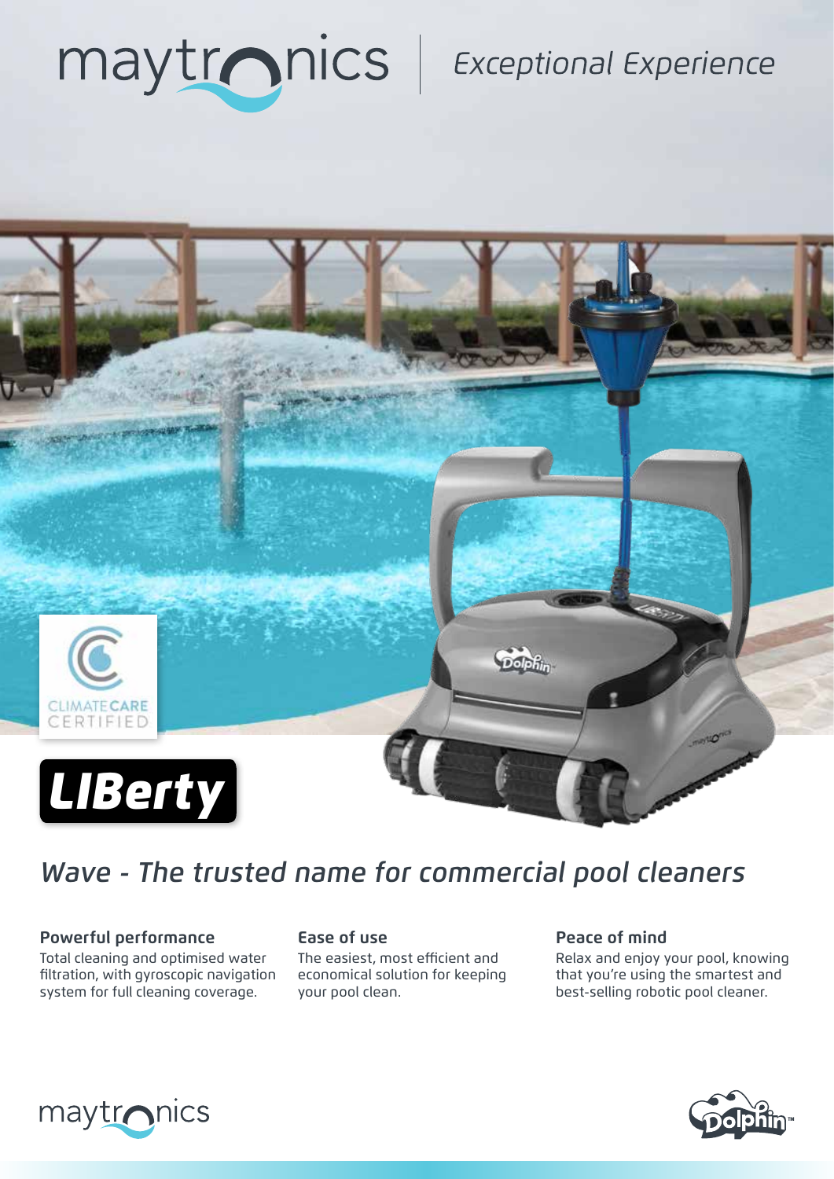maytronics | *Exceptional Experience*

CLIMATE CARE CERTIFIED

# LIBerty

## *Wave - The trusted name for commercial pool cleaners*

### Powerful performance
Total cleaning and optimised water filtration, with gyroscopic navigation system for full cleaning coverage.

### Ease of use
The easiest, most efficient and economical solution for keeping your pool clean.

### Peace of mind
Relax and enjoy your pool, knowing that you're using the smartest and best-selling robotic pool cleaner.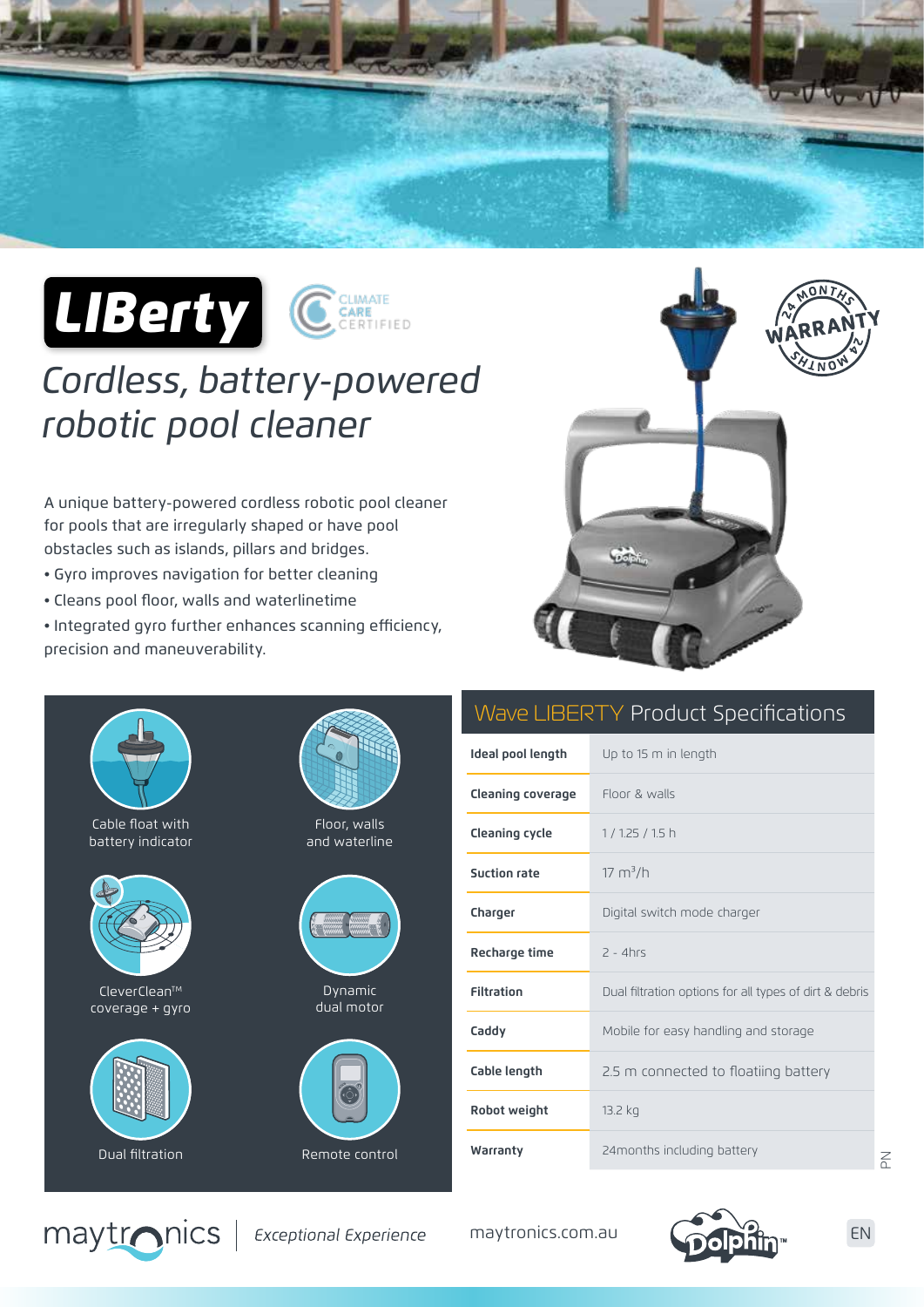# LIBerty

CLIMATE CARE CERTIFIED

## *Cordless, battery-powered robotic pool cleaner*

A unique battery-powered cordless robotic pool cleaner for pools that are irregularly shaped or have pool obstacles such as islands, pillars and bridges.

- Gyro improves navigation for better cleaning
- Cleans pool floor, walls and waterlinetime
- Integrated gyro further enhances scanning efficiency, precision and maneuverability.

24 MONTHS WARRANTY 24 MONTHS

Cable float with battery indicator

Floor, walls and waterline

CleverClean™ coverage + gyro

Dynamic dual motor

Dual filtration

Remote control

## Wave LIBERTY Product Specifications

| | |
|---|---|
| **Ideal pool length** | Up to 15 m in length |
| **Cleaning coverage** | Floor & walls |
| **Cleaning cycle** | 1 / 1.25 / 1.5 h |
| **Suction rate** | 17 $m^3$/h |
| **Charger** | Digital switch mode charger |
| **Recharge time** | 2 - 4hrs |
| **Filtration** | Dual filtration options for all types of dirt & debris |
| **Caddy** | Mobile for easy handling and storage |
| **Cable length** | 2.5 m connected to floatiing battery |
| **Robot weight** | 13.2 kg |
| **Warranty** | 24months including battery |

PN

maytronics | *Exceptional Experience*

maytronics.com.au

Dolphin™

EN